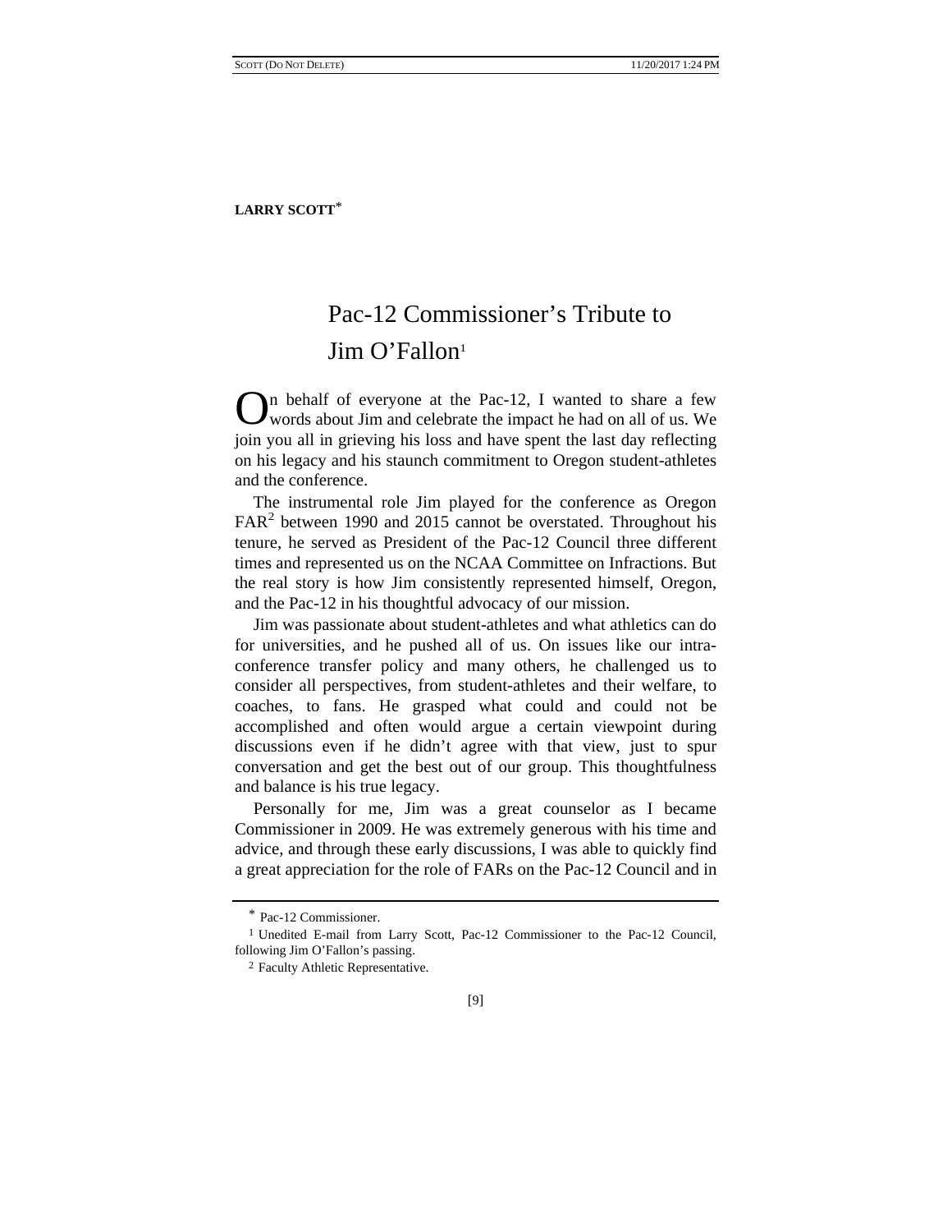**LARRY SCOTT***

# Pac-12 Commissioner's Tribute to Jim O'Fallon[1]

On behalf of everyone at the Pac-12, I wanted to share a few words about Jim and celebrate the impact he had on all of us. We join you all in grieving his loss and have spent the last day reflecting on his legacy and his staunch commitment to Oregon student-athletes and the conference.

The instrumental role Jim played for the conference as Oregon FAR[2] between 1990 and 2015 cannot be overstated. Throughout his tenure, he served as President of the Pac-12 Council three different times and represented us on the NCAA Committee on Infractions. But the real story is how Jim consistently represented himself, Oregon, and the Pac-12 in his thoughtful advocacy of our mission.

Jim was passionate about student-athletes and what athletics can do for universities, and he pushed all of us. On issues like our intra-conference transfer policy and many others, he challenged us to consider all perspectives, from student-athletes and their welfare, to coaches, to fans. He grasped what could and could not be accomplished and often would argue a certain viewpoint during discussions even if he didn't agree with that view, just to spur conversation and get the best out of our group. This thoughtfulness and balance is his true legacy.

Personally for me, Jim was a great counselor as I became Commissioner in 2009. He was extremely generous with his time and advice, and through these early discussions, I was able to quickly find a great appreciation for the role of FARs on the Pac-12 Council and in

---

\* Pac-12 Commissioner.

[1] Unedited E-mail from Larry Scott, Pac-12 Commissioner to the Pac-12 Council, following Jim O'Fallon's passing.

[2] Faculty Athletic Representative.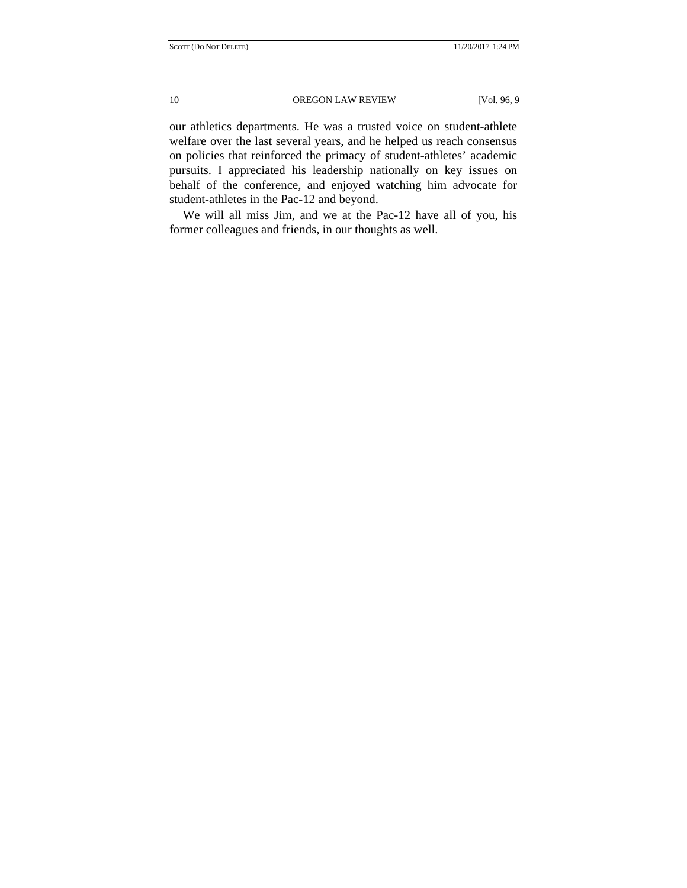our athletics departments. He was a trusted voice on student-athlete welfare over the last several years, and he helped us reach consensus on policies that reinforced the primacy of student-athletes' academic pursuits. I appreciated his leadership nationally on key issues on behalf of the conference, and enjoyed watching him advocate for student-athletes in the Pac-12 and beyond.

We will all miss Jim, and we at the Pac-12 have all of you, his former colleagues and friends, in our thoughts as well.